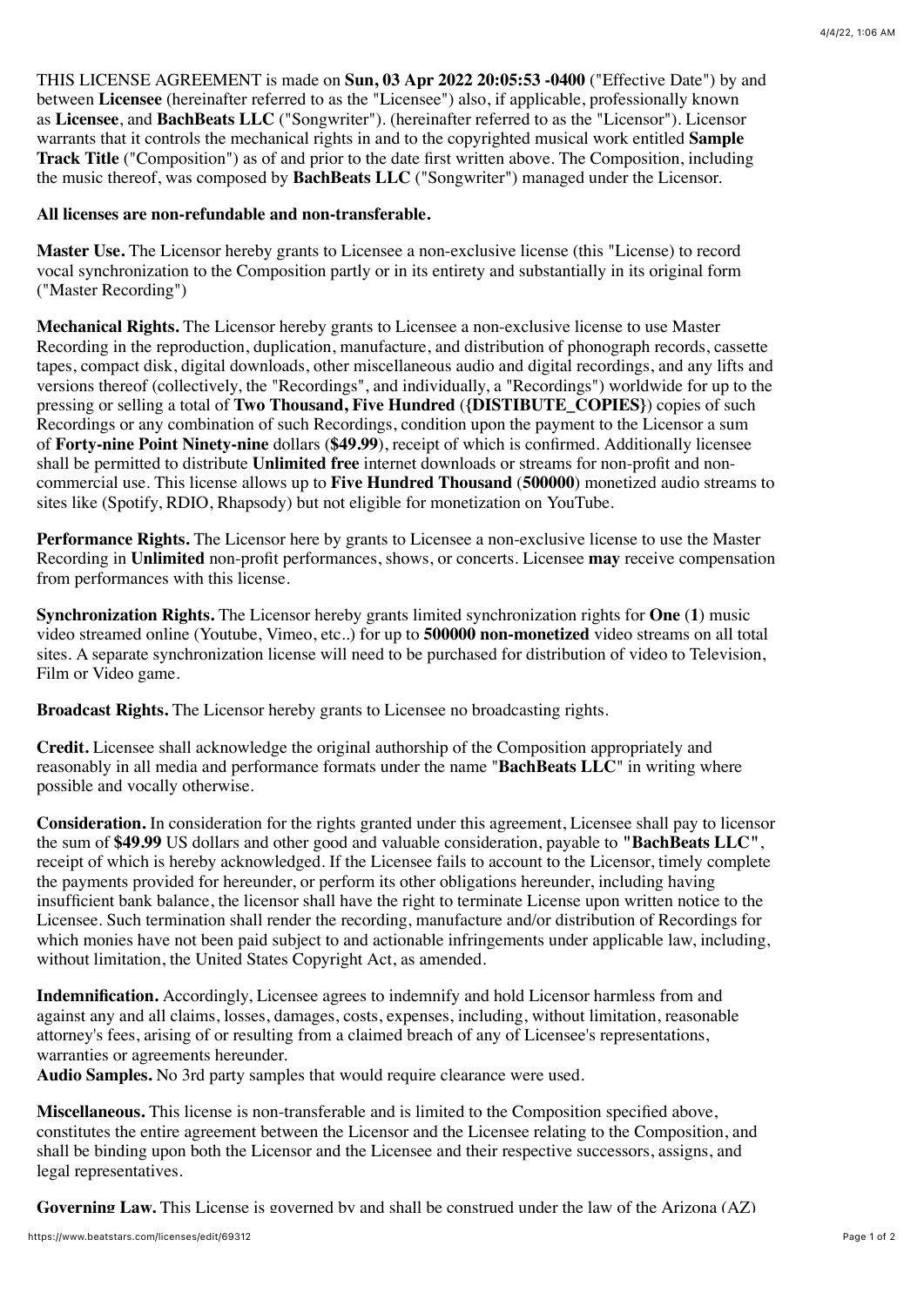THIS LICENSE AGREEMENT is made on **Sun, 03 Apr 2022 20:05:53 -0400** ("Effective Date") by and between **Licensee** (hereinafter referred to as the "Licensee") also, if applicable, professionally known as **Licensee**, and **BachBeats LLC** ("Songwriter"). (hereinafter referred to as the "Licensor"). Licensor warrants that it controls the mechanical rights in and to the copyrighted musical work entitled **Sample Track Title** ("Composition") as of and prior to the date first written above. The Composition, including the music thereof, was composed by **BachBeats LLC** ("Songwriter") managed under the Licensor.

**All licenses are non-refundable and non-transferable.**

**Master Use.** The Licensor hereby grants to Licensee a non-exclusive license (this "License) to record vocal synchronization to the Composition partly or in its entirety and substantially in its original form ("Master Recording")

**Mechanical Rights.** The Licensor hereby grants to Licensee a non-exclusive license to use Master Recording in the reproduction, duplication, manufacture, and distribution of phonograph records, cassette tapes, compact disk, digital downloads, other miscellaneous audio and digital recordings, and any lifts and versions thereof (collectively, the "Recordings", and individually, a "Recordings") worldwide for up to the pressing or selling a total of **Two Thousand, Five Hundred** (**{DISTIBUTE_COPIES}**) copies of such Recordings or any combination of such Recordings, condition upon the payment to the Licensor a sum of **Forty-nine Point Ninety-nine** dollars (**$49.99**), receipt of which is confirmed. Additionally licensee shall be permitted to distribute **Unlimited free** internet downloads or streams for non-profit and non-commercial use. This license allows up to **Five Hundred Thousand** (**500000**) monetized audio streams to sites like (Spotify, RDIO, Rhapsody) but not eligible for monetization on YouTube.

**Performance Rights.** The Licensor here by grants to Licensee a non-exclusive license to use the Master Recording in **Unlimited** non-profit performances, shows, or concerts. Licensee **may** receive compensation from performances with this license.

**Synchronization Rights.** The Licensor hereby grants limited synchronization rights for **One** (**1**) music video streamed online (Youtube, Vimeo, etc..) for up to **500000 non-monetized** video streams on all total sites. A separate synchronization license will need to be purchased for distribution of video to Television, Film or Video game.

**Broadcast Rights.** The Licensor hereby grants to Licensee no broadcasting rights.

**Credit.** Licensee shall acknowledge the original authorship of the Composition appropriately and reasonably in all media and performance formats under the name "**BachBeats LLC**" in writing where possible and vocally otherwise.

**Consideration.** In consideration for the rights granted under this agreement, Licensee shall pay to licensor the sum of **$49.99** US dollars and other good and valuable consideration, payable to **"BachBeats LLC"**, receipt of which is hereby acknowledged. If the Licensee fails to account to the Licensor, timely complete the payments provided for hereunder, or perform its other obligations hereunder, including having insufficient bank balance, the licensor shall have the right to terminate License upon written notice to the Licensee. Such termination shall render the recording, manufacture and/or distribution of Recordings for which monies have not been paid subject to and actionable infringements under applicable law, including, without limitation, the United States Copyright Act, as amended.

**Indemnification.** Accordingly, Licensee agrees to indemnify and hold Licensor harmless from and against any and all claims, losses, damages, costs, expenses, including, without limitation, reasonable attorney's fees, arising of or resulting from a claimed breach of any of Licensee's representations, warranties or agreements hereunder.
**Audio Samples.** No 3rd party samples that would require clearance were used.

**Miscellaneous.** This license is non-transferable and is limited to the Composition specified above, constitutes the entire agreement between the Licensor and the Licensee relating to the Composition, and shall be binding upon both the Licensor and the Licensee and their respective successors, assigns, and legal representatives.

**Governing Law.** This License is governed by and shall be construed under the law of the Arizona (AZ)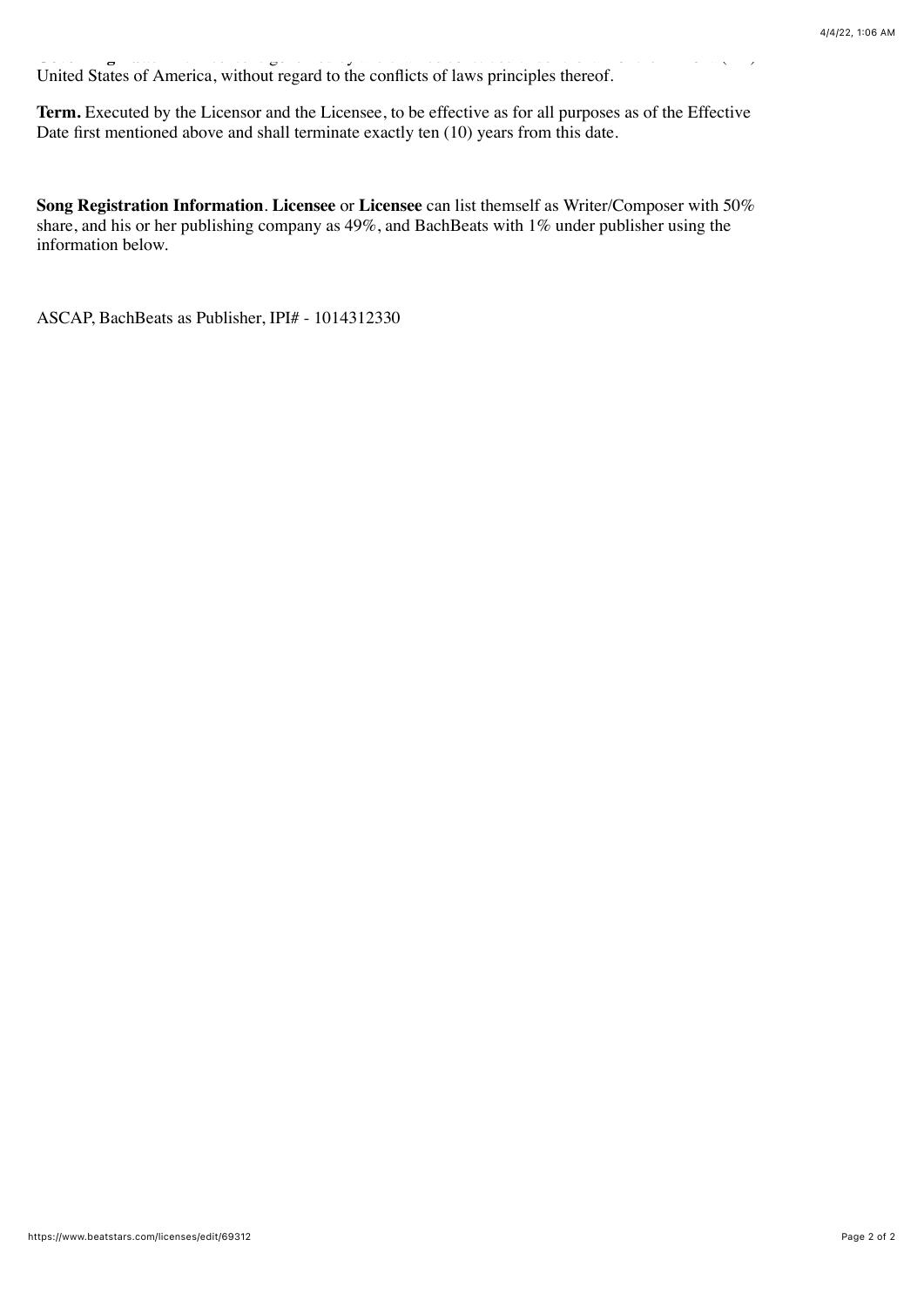United States of America, without regard to the conflicts of laws principles thereof.

**Term.** Executed by the Licensor and the Licensee, to be effective as for all purposes as of the Effective Date first mentioned above and shall terminate exactly ten (10) years from this date.

**Song Registration Information**. **Licensee** or **Licensee** can list themself as Writer/Composer with 50% share, and his or her publishing company as 49%, and BachBeats with 1% under publisher using the information below.

ASCAP, BachBeats as Publisher, IPI# - 1014312330